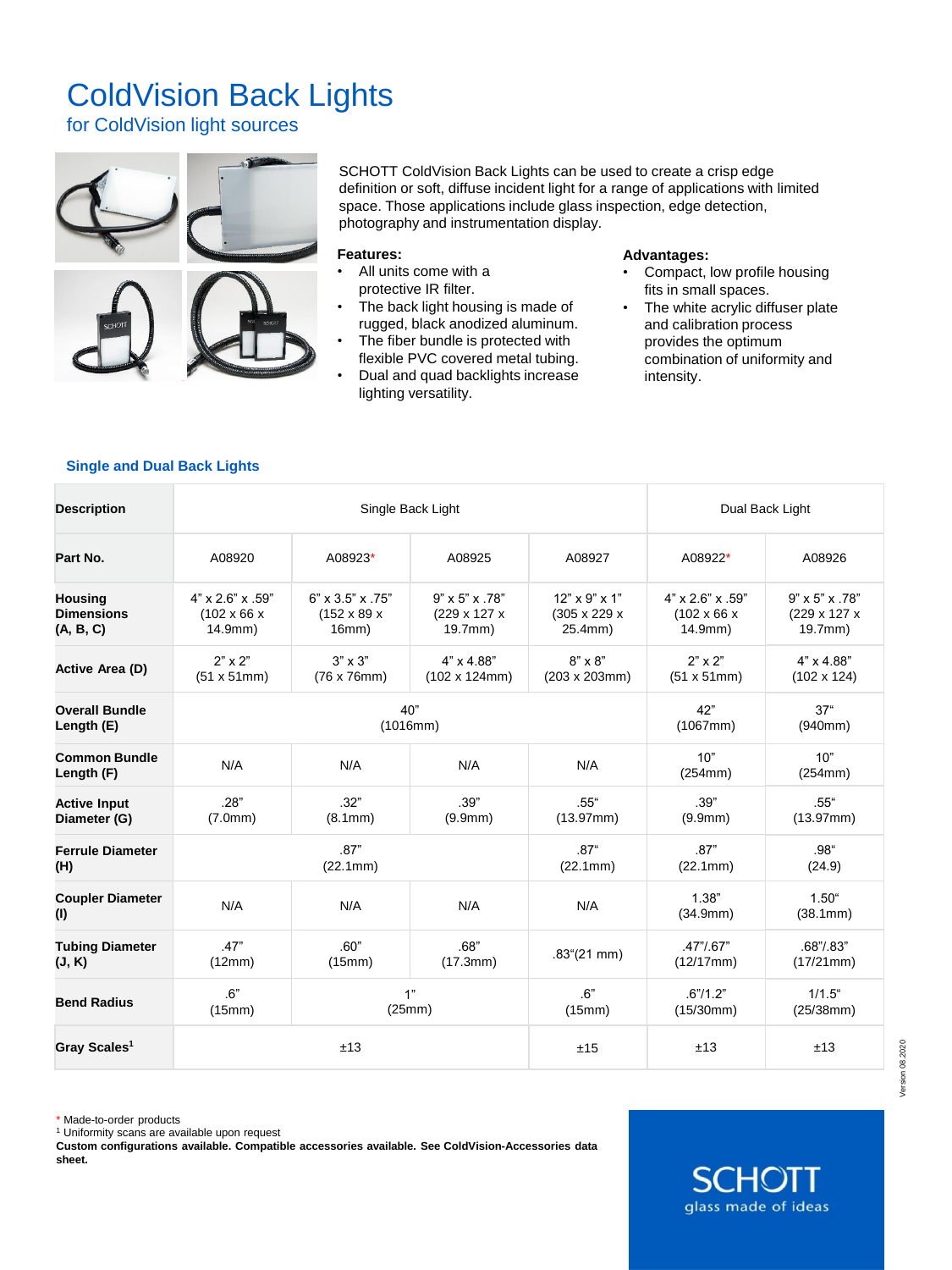# ColdVision Back Lights

## for ColdVision light sources

SCHOTT ColdVision Back Lights can be used to create a crisp edge definition or soft, diffuse incident light for a range of applications with limited space. Those applications include glass inspection, edge detection, photography and instrumentation display.

**Features:**

- All units come with a protective IR filter.
- The back light housing is made of rugged, black anodized aluminum.
- The fiber bundle is protected with flexible PVC covered metal tubing.
- Dual and quad backlights increase lighting versatility.

**Advantages:**

- Compact, low profile housing fits in small spaces.
- The white acrylic diffuser plate and calibration process provides the optimum combination of uniformity and intensity.

### Single and Dual Back Lights

| Description | Single Back Light | | | | Dual Back Light | |
|---|---|---|---|---|---|---|
| **Part No.** | A08920 | A08923* | A08925 | A08927 | A08922* | A08926 |
| **Housing Dimensions (A, B, C)** | 4" x 2.6" x .59" (102 x 66 x 14.9mm) | 6" x 3.5" x .75" (152 x 89 x 16mm) | 9" x 5" x .78" (229 x 127 x 19.7mm) | 12" x 9" x 1" (305 x 229 x 25.4mm) | 4" x 2.6" x .59" (102 x 66 x 14.9mm) | 9" x 5" x .78" (229 x 127 x 19.7mm) |
| **Active Area (D)** | 2" x 2" (51 x 51mm) | 3" x 3" (76 x 76mm) | 4" x 4.88" (102 x 124mm) | 8" x 8" (203 x 203mm) | 2" x 2" (51 x 51mm) | 4" x 4.88" (102 x 124) |
| **Overall Bundle Length (E)** | 40" (1016mm) | | | | 42" (1067mm) | 37" (940mm) |
| **Common Bundle Length (F)** | N/A | N/A | N/A | N/A | 10" (254mm) | 10" (254mm) |
| **Active Input Diameter (G)** | .28" (7.0mm) | .32" (8.1mm) | .39" (9.9mm) | .55" (13.97mm) | .39" (9.9mm) | .55" (13.97mm) |
| **Ferrule Diameter (H)** | .87" (22.1mm) | | | .87" (22.1mm) | .87" (22.1mm) | .98" (24.9) |
| **Coupler Diameter (I)** | N/A | N/A | N/A | N/A | 1.38" (34.9mm) | 1.50" (38.1mm) |
| **Tubing Diameter (J, K)** | .47" (12mm) | .60" (15mm) | .68" (17.3mm) | .83"(21 mm) | .47"/.67" (12/17mm) | .68"/.83" (17/21mm) |
| **Bend Radius** | .6" (15mm) | 1" (25mm) | | .6" (15mm) | .6"/1.2" (15/30mm) | 1/1.5" (25/38mm) |
| **Gray Scales[1]** | ±13 | | | ±15 | ±13 | ±13 |

\* Made-to-order products

[1] Uniformity scans are available upon request

**Custom configurations available. Compatible accessories available. See ColdVision-Accessories data sheet.**

SCHOTT
glass made of ideas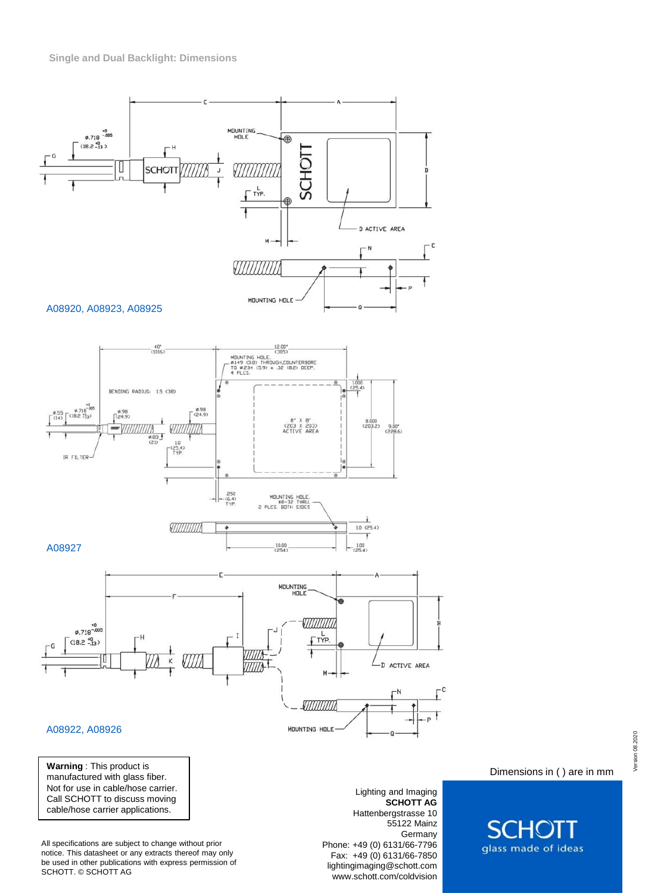## Single and Dual Backlight: Dimensions

E

A

MOUNTING HOLE

ø.718 $^{+0}_{-.005}$

(18.2 $^{+0}_{-.13}$)

G

H

SCHOTT

J

B

L TYP.

D ACTIVE AREA

M

N

C

P

MOUNTING HOLE

Q

A08920, A08923, A08925

40"
(1016)

12.00"
(305)

MOUNTING HOLE,
ø.149 (3.8) THROUGH,COUNTERBORE
TO ø.234 (5.9) x .32 (8.2) DEEP,
4 PLCS.

1.000
(25.4)

BENDING RADIUS: 1.5 (38)

ø.55
(14)

ø.718 $^{+0}_{-.005}$
(18.2 $^{+0}_{-.13}$)

ø.98
(24.9)

ø.98
(24.9)

8" X 8"
(203 X 203)
ACTIVE AREA

8.000
(203.2)

9.00"
(228.6)

ø.83
(21)

1.0
(25.4)
TYP.

IR FILTER

.250
(6.4)
TYP.

MOUNTING HOLE,
#8-32 THRU,
2 PLCS. BOTH SIDES

1.0 (25.4)

10.00
(254)

1.00
(25.4)

A08927

E

A

F

MOUNTING HOLE

B

ø.718 $^{+0}_{-.005}$

(18.2 $^{+0}_{-.13}$)

G

H

I

J

L TYP.

K

D ACTIVE AREA

M

N

C

P

MOUNTING HOLE

Q

A08922, A08926

**Warning** : This product is manufactured with glass fiber. Not for use in cable/hose carrier. Call SCHOTT to discuss moving cable/hose carrier applications.

Dimensions in ( ) are in mm

All specifications are subject to change without prior notice. This datasheet or any extracts thereof may only be used in other publications with express permission of SCHOTT. © SCHOTT AG

Lighting and Imaging
**SCHOTT AG**
Hattenbergstrasse 10
55122 Mainz
Germany
Phone: +49 (0) 6131/66-7796
Fax: +49 (0) 6131/66-7850
lightingimaging@schott.com
www.schott.com/coldvision

SCHOTT
glass made of ideas

Version 08.2020